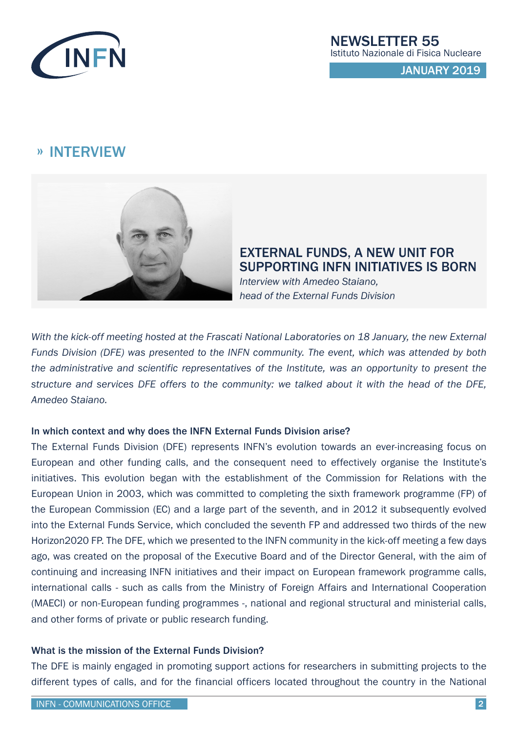# » INTERVIEW

## EXTERNAL FUNDS, A NEW UNIT FOR SUPPORTING INFN INITIATIVES IS BORN

*Interview with Amedeo Staiano, head of the External Funds Division*

*With the kick-off meeting hosted at the Frascati National Laboratories on 18 January, the new External Funds Division (DFE) was presented to the INFN community. The event, which was attended by both the administrative and scientific representatives of the Institute, was an opportunity to present the structure and services DFE offers to the community: we talked about it with the head of the DFE, Amedeo Staiano.*

**In which context and why does the INFN External Funds Division arise?**

The External Funds Division (DFE) represents INFN's evolution towards an ever-increasing focus on European and other funding calls, and the consequent need to effectively organise the Institute's initiatives. This evolution began with the establishment of the Commission for Relations with the European Union in 2003, which was committed to completing the sixth framework programme (FP) of the European Commission (EC) and a large part of the seventh, and in 2012 it subsequently evolved into the External Funds Service, which concluded the seventh FP and addressed two thirds of the new Horizon2020 FP. The DFE, which we presented to the INFN community in the kick-off meeting a few days ago, was created on the proposal of the Executive Board and of the Director General, with the aim of continuing and increasing INFN initiatives and their impact on European framework programme calls, international calls - such as calls from the Ministry of Foreign Affairs and International Cooperation (MAECI) or non-European funding programmes -, national and regional structural and ministerial calls, and other forms of private or public research funding.

**What is the mission of the External Funds Division?**

The DFE is mainly engaged in promoting support actions for researchers in submitting projects to the different types of calls, and for the financial officers located throughout the country in the National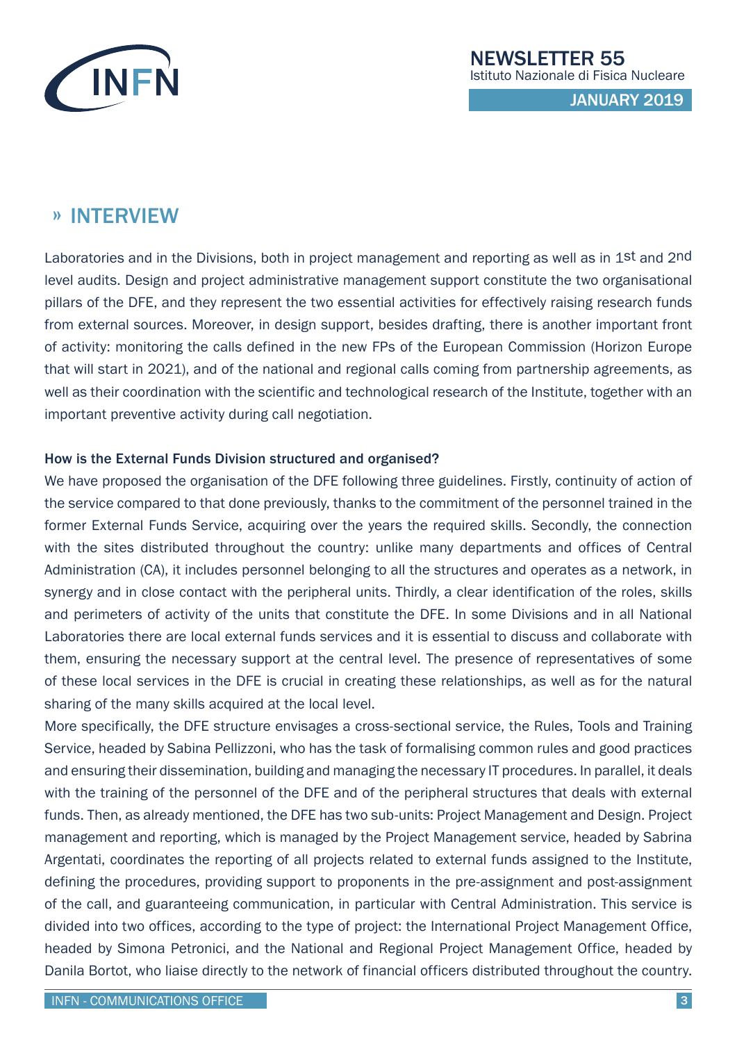## » INTERVIEW

Laboratories and in the Divisions, both in project management and reporting as well as in 1st and 2nd level audits. Design and project administrative management support constitute the two organisational pillars of the DFE, and they represent the two essential activities for effectively raising research funds from external sources. Moreover, in design support, besides drafting, there is another important front of activity: monitoring the calls defined in the new FPs of the European Commission (Horizon Europe that will start in 2021), and of the national and regional calls coming from partnership agreements, as well as their coordination with the scientific and technological research of the Institute, together with an important preventive activity during call negotiation.

**How is the External Funds Division structured and organised?**

We have proposed the organisation of the DFE following three guidelines. Firstly, continuity of action of the service compared to that done previously, thanks to the commitment of the personnel trained in the former External Funds Service, acquiring over the years the required skills. Secondly, the connection with the sites distributed throughout the country: unlike many departments and offices of Central Administration (CA), it includes personnel belonging to all the structures and operates as a network, in synergy and in close contact with the peripheral units. Thirdly, a clear identification of the roles, skills and perimeters of activity of the units that constitute the DFE. In some Divisions and in all National Laboratories there are local external funds services and it is essential to discuss and collaborate with them, ensuring the necessary support at the central level. The presence of representatives of some of these local services in the DFE is crucial in creating these relationships, as well as for the natural sharing of the many skills acquired at the local level.

More specifically, the DFE structure envisages a cross-sectional service, the Rules, Tools and Training Service, headed by Sabina Pellizzoni, who has the task of formalising common rules and good practices and ensuring their dissemination, building and managing the necessary IT procedures. In parallel, it deals with the training of the personnel of the DFE and of the peripheral structures that deals with external funds. Then, as already mentioned, the DFE has two sub-units: Project Management and Design. Project management and reporting, which is managed by the Project Management service, headed by Sabrina Argentati, coordinates the reporting of all projects related to external funds assigned to the Institute, defining the procedures, providing support to proponents in the pre-assignment and post-assignment of the call, and guaranteeing communication, in particular with Central Administration. This service is divided into two offices, according to the type of project: the International Project Management Office, headed by Simona Petronici, and the National and Regional Project Management Office, headed by Danila Bortot, who liaise directly to the network of financial officers distributed throughout the country.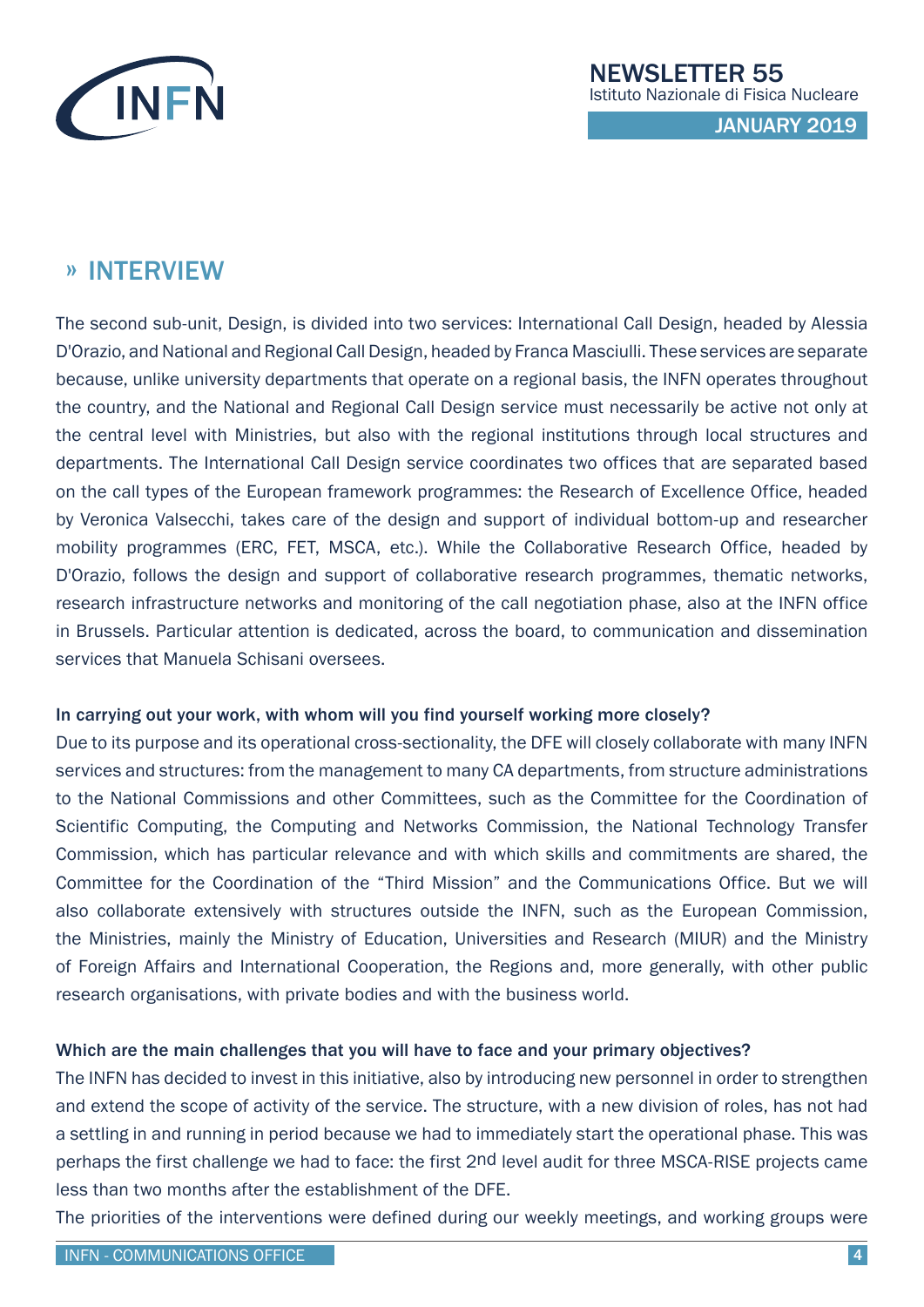## » INTERVIEW

The second sub-unit, Design, is divided into two services: International Call Design, headed by Alessia D'Orazio, and National and Regional Call Design, headed by Franca Masciulli. These services are separate because, unlike university departments that operate on a regional basis, the INFN operates throughout the country, and the National and Regional Call Design service must necessarily be active not only at the central level with Ministries, but also with the regional institutions through local structures and departments. The International Call Design service coordinates two offices that are separated based on the call types of the European framework programmes: the Research of Excellence Office, headed by Veronica Valsecchi, takes care of the design and support of individual bottom-up and researcher mobility programmes (ERC, FET, MSCA, etc.). While the Collaborative Research Office, headed by D'Orazio, follows the design and support of collaborative research programmes, thematic networks, research infrastructure networks and monitoring of the call negotiation phase, also at the INFN office in Brussels. Particular attention is dedicated, across the board, to communication and dissemination services that Manuela Schisani oversees.

**In carrying out your work, with whom will you find yourself working more closely?**

Due to its purpose and its operational cross-sectionality, the DFE will closely collaborate with many INFN services and structures: from the management to many CA departments, from structure administrations to the National Commissions and other Committees, such as the Committee for the Coordination of Scientific Computing, the Computing and Networks Commission, the National Technology Transfer Commission, which has particular relevance and with which skills and commitments are shared, the Committee for the Coordination of the "Third Mission" and the Communications Office. But we will also collaborate extensively with structures outside the INFN, such as the European Commission, the Ministries, mainly the Ministry of Education, Universities and Research (MIUR) and the Ministry of Foreign Affairs and International Cooperation, the Regions and, more generally, with other public research organisations, with private bodies and with the business world.

**Which are the main challenges that you will have to face and your primary objectives?**

The INFN has decided to invest in this initiative, also by introducing new personnel in order to strengthen and extend the scope of activity of the service. The structure, with a new division of roles, has not had a settling in and running in period because we had to immediately start the operational phase. This was perhaps the first challenge we had to face: the first 2nd level audit for three MSCA-RISE projects came less than two months after the establishment of the DFE.

The priorities of the interventions were defined during our weekly meetings, and working groups were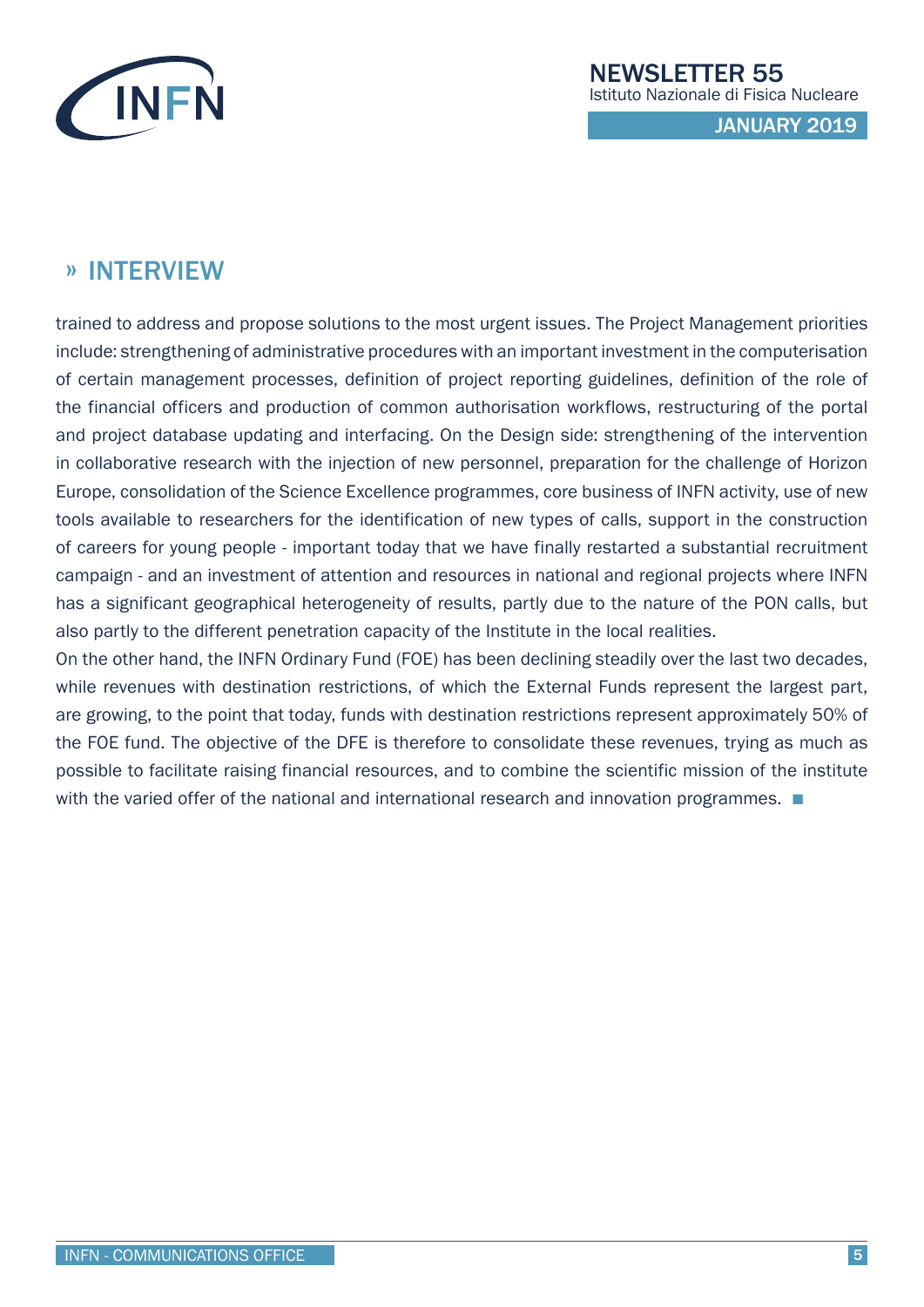## » INTERVIEW

trained to address and propose solutions to the most urgent issues. The Project Management priorities include: strengthening of administrative procedures with an important investment in the computerisation of certain management processes, definition of project reporting guidelines, definition of the role of the financial officers and production of common authorisation workflows, restructuring of the portal and project database updating and interfacing. On the Design side: strengthening of the intervention in collaborative research with the injection of new personnel, preparation for the challenge of Horizon Europe, consolidation of the Science Excellence programmes, core business of INFN activity, use of new tools available to researchers for the identification of new types of calls, support in the construction of careers for young people - important today that we have finally restarted a substantial recruitment campaign - and an investment of attention and resources in national and regional projects where INFN has a significant geographical heterogeneity of results, partly due to the nature of the PON calls, but also partly to the different penetration capacity of the Institute in the local realities.

On the other hand, the INFN Ordinary Fund (FOE) has been declining steadily over the last two decades, while revenues with destination restrictions, of which the External Funds represent the largest part, are growing, to the point that today, funds with destination restrictions represent approximately 50% of the FOE fund. The objective of the DFE is therefore to consolidate these revenues, trying as much as possible to facilitate raising financial resources, and to combine the scientific mission of the institute with the varied offer of the national and international research and innovation programmes. ■